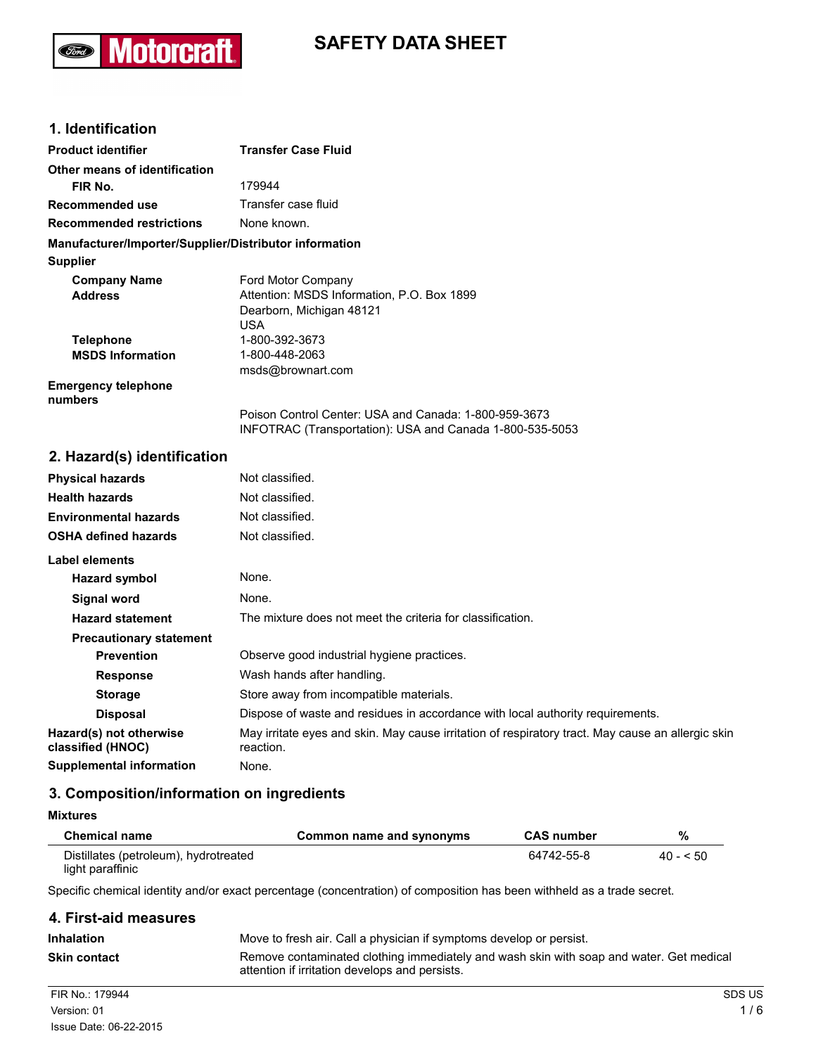# SAFETY DATA SHEET

## 1. Identification

| | |
|---|---|
| **Product identifier** | **Transfer Case Fluid** |
| **Other means of identification** | |
| **FIR No.** | 179944 |
| **Recommended use** | Transfer case fluid |
| **Recommended restrictions** | None known. |

**Manufacturer/Importer/Supplier/Distributor information**

**Supplier**

| | |
|---|---|
| **Company Name** | Ford Motor Company |
| **Address** | Attention: MSDS Information, P.O. Box 1899<br>Dearborn, Michigan 48121<br>USA |
| **Telephone** | 1-800-392-3673 |
| **MSDS Information** | 1-800-448-2063<br>msds@brownart.com |
| **Emergency telephone numbers** | Poison Control Center: USA and Canada: 1-800-959-3673<br>INFOTRAC (Transportation): USA and Canada 1-800-535-5053 |

## 2. Hazard(s) identification

| | |
|---|---|
| **Physical hazards** | Not classified. |
| **Health hazards** | Not classified. |
| **Environmental hazards** | Not classified. |
| **OSHA defined hazards** | Not classified. |

**Label elements**

| | |
|---|---|
| **Hazard symbol** | None. |
| **Signal word** | None. |
| **Hazard statement** | The mixture does not meet the criteria for classification. |
| **Precautionary statement** | |
| **Prevention** | Observe good industrial hygiene practices. |
| **Response** | Wash hands after handling. |
| **Storage** | Store away from incompatible materials. |
| **Disposal** | Dispose of waste and residues in accordance with local authority requirements. |
| **Hazard(s) not otherwise classified (HNOC)** | May irritate eyes and skin. May cause irritation of respiratory tract. May cause an allergic skin reaction. |
| **Supplemental information** | None. |

## 3. Composition/information on ingredients

**Mixtures**

| Chemical name | Common name and synonyms | CAS number | % |
|---|---|---|---|
| Distillates (petroleum), hydrotreated light paraffinic | | 64742-55-8 | 40 - < 50 |

Specific chemical identity and/or exact percentage (concentration) of composition has been withheld as a trade secret.

## 4. First-aid measures

| | |
|---|---|
| **Inhalation** | Move to fresh air. Call a physician if symptoms develop or persist. |
| **Skin contact** | Remove contaminated clothing immediately and wash skin with soap and water. Get medical attention if irritation develops and persists. |

FIR No.: 179944
Version: 01
Issue Date: 06-22-2015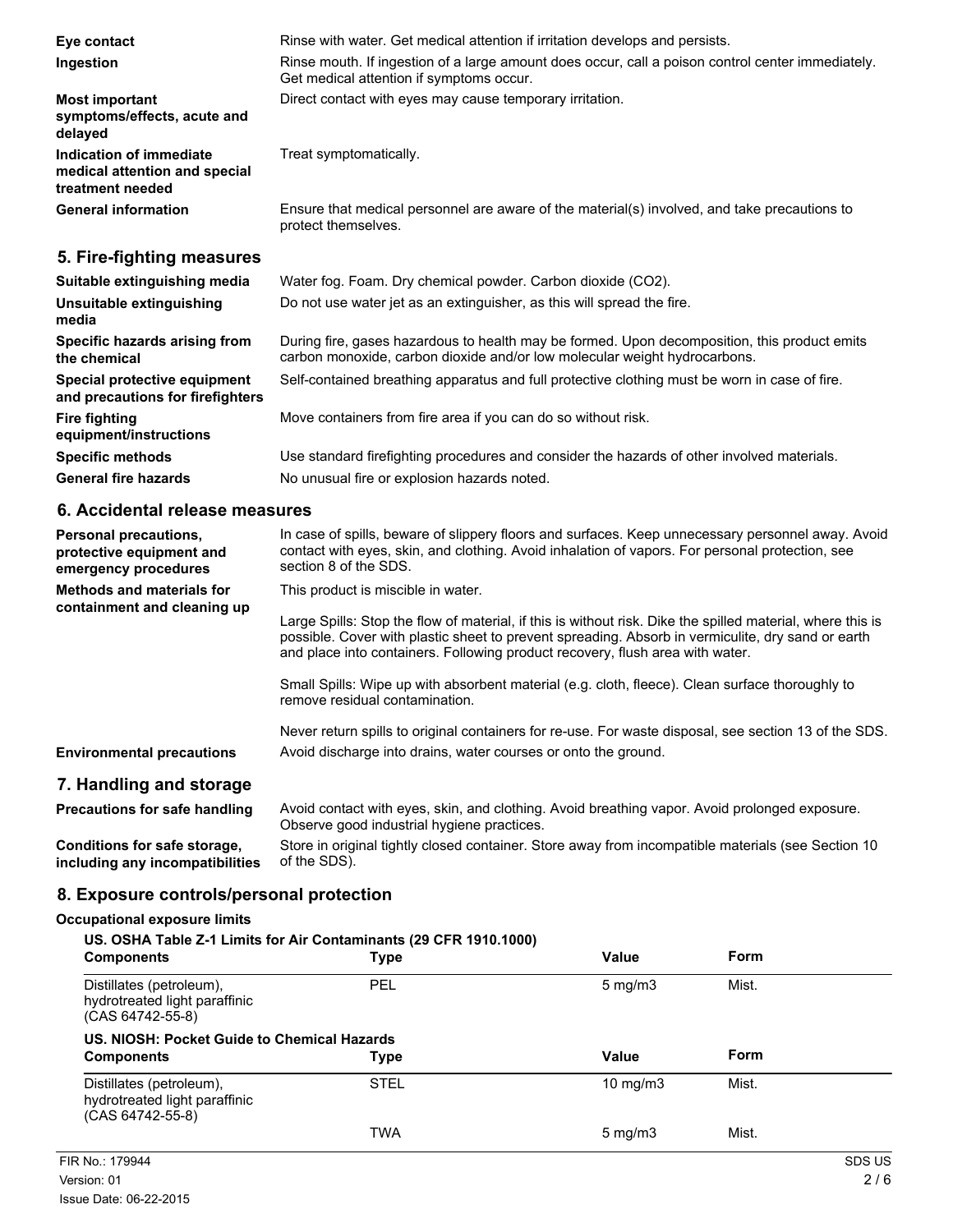**Eye contact** Rinse with water. Get medical attention if irritation develops and persists.

**Ingestion** Rinse mouth. If ingestion of a large amount does occur, call a poison control center immediately. Get medical attention if symptoms occur.

**Most important symptoms/effects, acute and delayed** Direct contact with eyes may cause temporary irritation.

**Indication of immediate medical attention and special treatment needed** Treat symptomatically.

**General information** Ensure that medical personnel are aware of the material(s) involved, and take precautions to protect themselves.

## 5. Fire-fighting measures

**Suitable extinguishing media** Water fog. Foam. Dry chemical powder. Carbon dioxide ($CO_2$).

**Unsuitable extinguishing media** Do not use water jet as an extinguisher, as this will spread the fire.

**Specific hazards arising from the chemical** During fire, gases hazardous to health may be formed. Upon decomposition, this product emits carbon monoxide, carbon dioxide and/or low molecular weight hydrocarbons.

**Special protective equipment and precautions for firefighters** Self-contained breathing apparatus and full protective clothing must be worn in case of fire.

**Fire fighting equipment/instructions** Move containers from fire area if you can do so without risk.

**Specific methods** Use standard firefighting procedures and consider the hazards of other involved materials.

**General fire hazards** No unusual fire or explosion hazards noted.

## 6. Accidental release measures

**Personal precautions, protective equipment and emergency procedures** In case of spills, beware of slippery floors and surfaces. Keep unnecessary personnel away. Avoid contact with eyes, skin, and clothing. Avoid inhalation of vapors. For personal protection, see section 8 of the SDS.

**Methods and materials for containment and cleaning up** This product is miscible in water.

Large Spills: Stop the flow of material, if this is without risk. Dike the spilled material, where this is possible. Cover with plastic sheet to prevent spreading. Absorb in vermiculite, dry sand or earth and place into containers. Following product recovery, flush area with water.

Small Spills: Wipe up with absorbent material (e.g. cloth, fleece). Clean surface thoroughly to remove residual contamination.

Never return spills to original containers for re-use. For waste disposal, see section 13 of the SDS.

**Environmental precautions** Avoid discharge into drains, water courses or onto the ground.

## 7. Handling and storage

**Precautions for safe handling** Avoid contact with eyes, skin, and clothing. Avoid breathing vapor. Avoid prolonged exposure. Observe good industrial hygiene practices.

**Conditions for safe storage, including any incompatibilities** Store in original tightly closed container. Store away from incompatible materials (see Section 10 of the SDS).

## 8. Exposure controls/personal protection

**Occupational exposure limits**

**US. OSHA Table Z-1 Limits for Air Contaminants (29 CFR 1910.1000)**

| Components | Type | Value | Form |
|---|---|---|---|
| Distillates (petroleum), hydrotreated light paraffinic (CAS 64742-55-8) | PEL | 5 mg/m3 | Mist. |

**US. NIOSH: Pocket Guide to Chemical Hazards**

| Components | Type | Value | Form |
|---|---|---|---|
| Distillates (petroleum), hydrotreated light paraffinic (CAS 64742-55-8) | STEL | 10 mg/m3 | Mist. |
| | TWA | 5 mg/m3 | Mist. |

FIR No.: 179944
Version: 01
Issue Date: 06-22-2015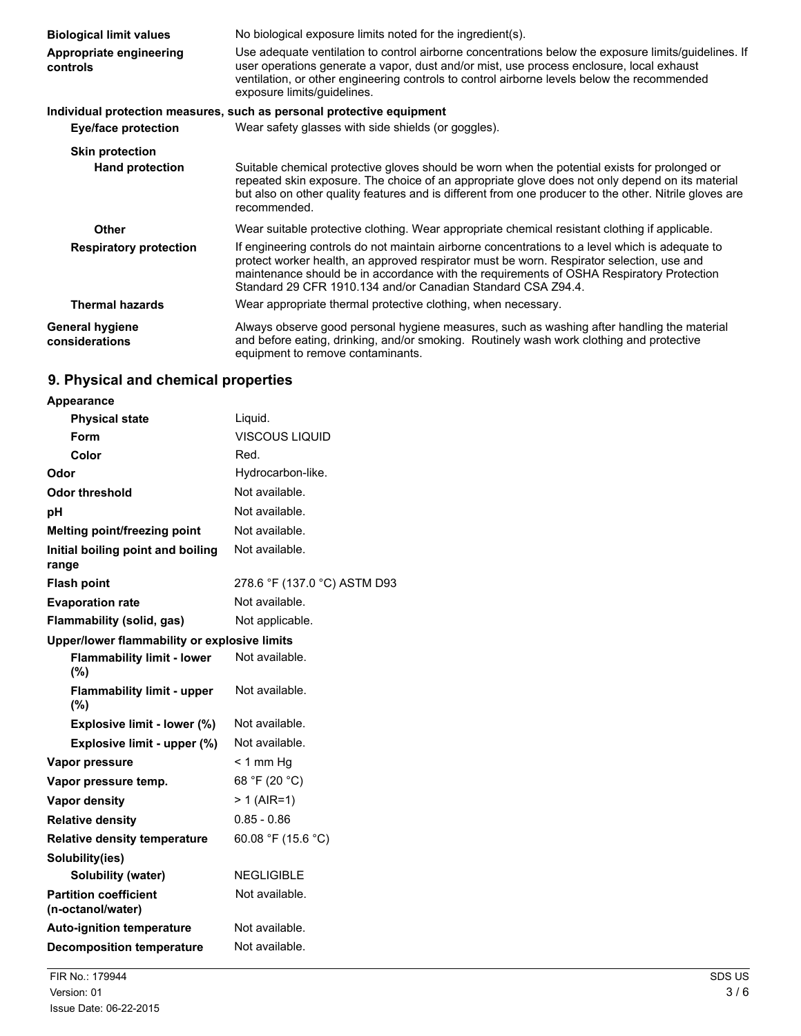| | |
|---|---|
| **Biological limit values** | No biological exposure limits noted for the ingredient(s). |
| **Appropriate engineering controls** | Use adequate ventilation to control airborne concentrations below the exposure limits/guidelines. If user operations generate a vapor, dust and/or mist, use process enclosure, local exhaust ventilation, or other engineering controls to control airborne levels below the recommended exposure limits/guidelines. |

**Individual protection measures, such as personal protective equipment**

| | |
|---|---|
| **Eye/face protection** | Wear safety glasses with side shields (or goggles). |
| **Skin protection** | |
| **Hand protection** | Suitable chemical protective gloves should be worn when the potential exists for prolonged or repeated skin exposure. The choice of an appropriate glove does not only depend on its material but also on other quality features and is different from one producer to the other. Nitrile gloves are recommended. |
| **Other** | Wear suitable protective clothing. Wear appropriate chemical resistant clothing if applicable. |
| **Respiratory protection** | If engineering controls do not maintain airborne concentrations to a level which is adequate to protect worker health, an approved respirator must be worn. Respirator selection, use and maintenance should be in accordance with the requirements of OSHA Respiratory Protection Standard 29 CFR 1910.134 and/or Canadian Standard CSA Z94.4. |
| **Thermal hazards** | Wear appropriate thermal protective clothing, when necessary. |
| **General hygiene considerations** | Always observe good personal hygiene measures, such as washing after handling the material and before eating, drinking, and/or smoking. Routinely wash work clothing and protective equipment to remove contaminants. |

## 9. Physical and chemical properties

| | |
|---|---|
| **Appearance** | |
| **Physical state** | Liquid. |
| **Form** | VISCOUS LIQUID |
| **Color** | Red. |
| **Odor** | Hydrocarbon-like. |
| **Odor threshold** | Not available. |
| **pH** | Not available. |
| **Melting point/freezing point** | Not available. |
| **Initial boiling point and boiling range** | Not available. |
| **Flash point** | 278.6 °F (137.0 °C) ASTM D93 |
| **Evaporation rate** | Not available. |
| **Flammability (solid, gas)** | Not applicable. |
| **Upper/lower flammability or explosive limits** | |
| **Flammability limit - lower (%)** | Not available. |
| **Flammability limit - upper (%)** | Not available. |
| **Explosive limit - lower (%)** | Not available. |
| **Explosive limit - upper (%)** | Not available. |
| **Vapor pressure** | < 1 mm Hg |
| **Vapor pressure temp.** | 68 °F (20 °C) |
| **Vapor density** | > 1 (AIR=1) |
| **Relative density** | 0.85 - 0.86 |
| **Relative density temperature** | 60.08 °F (15.6 °C) |
| **Solubility(ies)** | |
| **Solubility (water)** | NEGLIGIBLE |
| **Partition coefficient (n-octanol/water)** | Not available. |
| **Auto-ignition temperature** | Not available. |
| **Decomposition temperature** | Not available. |

FIR No.: 179944
Version: 01
Issue Date: 06-22-2015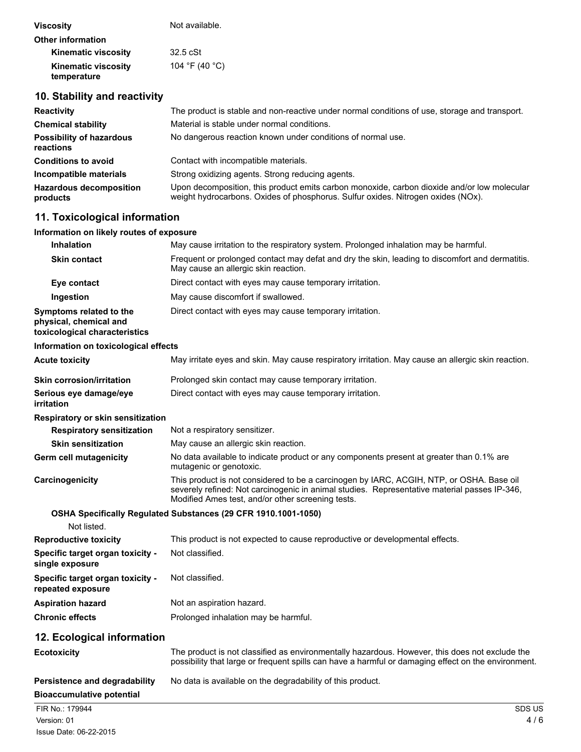| | |
|---|---|
| **Viscosity** | Not available. |
| **Other information** | |
| **Kinematic viscosity** | 32.5 cSt |
| **Kinematic viscosity temperature** | 104 °F (40 °C) |

## 10. Stability and reactivity

| | |
|---|---|
| **Reactivity** | The product is stable and non-reactive under normal conditions of use, storage and transport. |
| **Chemical stability** | Material is stable under normal conditions. |
| **Possibility of hazardous reactions** | No dangerous reaction known under conditions of normal use. |
| **Conditions to avoid** | Contact with incompatible materials. |
| **Incompatible materials** | Strong oxidizing agents. Strong reducing agents. |
| **Hazardous decomposition products** | Upon decomposition, this product emits carbon monoxide, carbon dioxide and/or low molecular weight hydrocarbons. Oxides of phosphorus. Sulfur oxides. Nitrogen oxides (NOx). |

## 11. Toxicological information

**Information on likely routes of exposure**

| | |
|---|---|
| **Inhalation** | May cause irritation to the respiratory system. Prolonged inhalation may be harmful. |
| **Skin contact** | Frequent or prolonged contact may defat and dry the skin, leading to discomfort and dermatitis. May cause an allergic skin reaction. |
| **Eye contact** | Direct contact with eyes may cause temporary irritation. |
| **Ingestion** | May cause discomfort if swallowed. |
| **Symptoms related to the physical, chemical and toxicological characteristics** | Direct contact with eyes may cause temporary irritation. |

**Information on toxicological effects**

| | |
|---|---|
| **Acute toxicity** | May irritate eyes and skin. May cause respiratory irritation. May cause an allergic skin reaction. |
| **Skin corrosion/irritation** | Prolonged skin contact may cause temporary irritation. |
| **Serious eye damage/eye irritation** | Direct contact with eyes may cause temporary irritation. |
| **Respiratory or skin sensitization** | |
| **Respiratory sensitization** | Not a respiratory sensitizer. |
| **Skin sensitization** | May cause an allergic skin reaction. |
| **Germ cell mutagenicity** | No data available to indicate product or any components present at greater than 0.1% are mutagenic or genotoxic. |
| **Carcinogenicity** | This product is not considered to be a carcinogen by IARC, ACGIH, NTP, or OSHA. Base oil severely refined: Not carcinogenic in animal studies. Representative material passes IP-346, Modified Ames test, and/or other screening tests. |

**OSHA Specifically Regulated Substances (29 CFR 1910.1001-1050)**

Not listed.

| | |
|---|---|
| **Reproductive toxicity** | This product is not expected to cause reproductive or developmental effects. |
| **Specific target organ toxicity - single exposure** | Not classified. |
| **Specific target organ toxicity - repeated exposure** | Not classified. |
| **Aspiration hazard** | Not an aspiration hazard. |
| **Chronic effects** | Prolonged inhalation may be harmful. |

## 12. Ecological information

| | |
|---|---|
| **Ecotoxicity** | The product is not classified as environmentally hazardous. However, this does not exclude the possibility that large or frequent spills can have a harmful or damaging effect on the environment. |
| **Persistence and degradability** | No data is available on the degradability of this product. |
| **Bioaccumulative potential** | |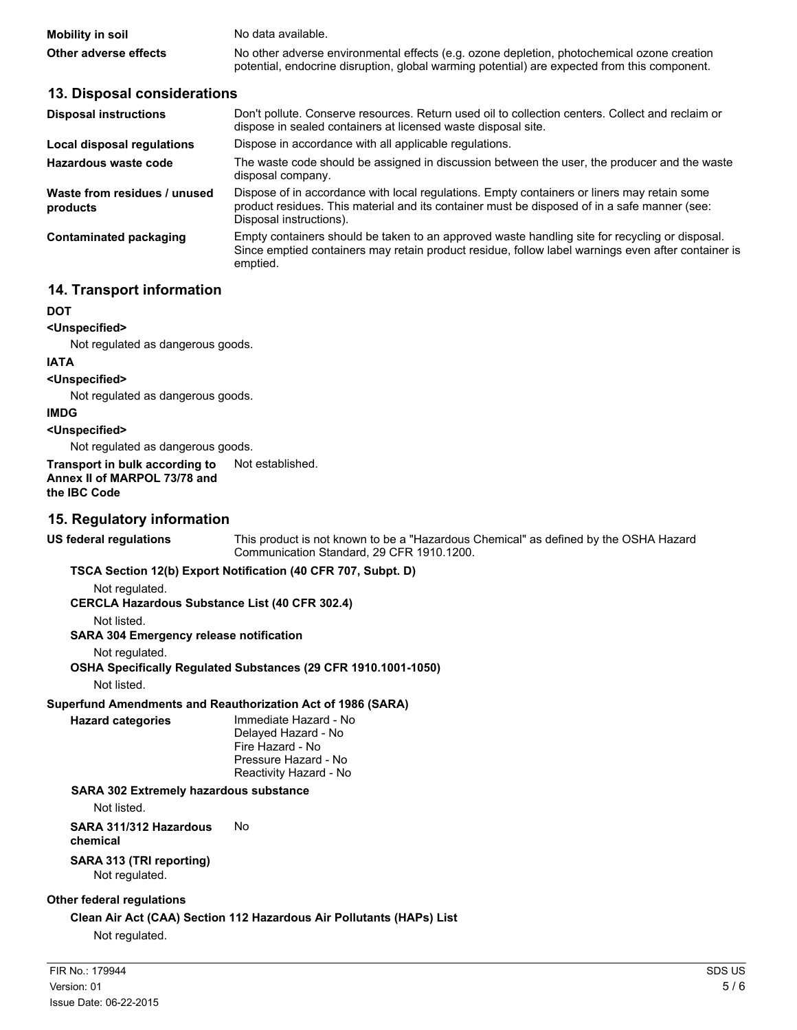| | |
|---|---|
| **Mobility in soil** | No data available. |
| **Other adverse effects** | No other adverse environmental effects (e.g. ozone depletion, photochemical ozone creation potential, endocrine disruption, global warming potential) are expected from this component. |

## 13. Disposal considerations

| | |
|---|---|
| **Disposal instructions** | Don't pollute. Conserve resources. Return used oil to collection centers. Collect and reclaim or dispose in sealed containers at licensed waste disposal site. |
| **Local disposal regulations** | Dispose in accordance with all applicable regulations. |
| **Hazardous waste code** | The waste code should be assigned in discussion between the user, the producer and the waste disposal company. |
| **Waste from residues / unused products** | Dispose of in accordance with local regulations. Empty containers or liners may retain some product residues. This material and its container must be disposed of in a safe manner (see: Disposal instructions). |
| **Contaminated packaging** | Empty containers should be taken to an approved waste handling site for recycling or disposal. Since emptied containers may retain product residue, follow label warnings even after container is emptied. |

## 14. Transport information

**DOT**

**<Unspecified>**

Not regulated as dangerous goods.

**IATA**

**<Unspecified>**

Not regulated as dangerous goods.

**IMDG**

**<Unspecified>**

Not regulated as dangerous goods.

**Transport in bulk according to Annex II of MARPOL 73/78 and the IBC Code** Not established.

## 15. Regulatory information

**US federal regulations** This product is not known to be a "Hazardous Chemical" as defined by the OSHA Hazard Communication Standard, 29 CFR 1910.1200.

**TSCA Section 12(b) Export Notification (40 CFR 707, Subpt. D)**

Not regulated.

**CERCLA Hazardous Substance List (40 CFR 302.4)**

Not listed.

**SARA 304 Emergency release notification**

Not regulated.

**OSHA Specifically Regulated Substances (29 CFR 1910.1001-1050)**

Not listed.

**Superfund Amendments and Reauthorization Act of 1986 (SARA)**

**Hazard categories**
Immediate Hazard - No
Delayed Hazard - No
Fire Hazard - No
Pressure Hazard - No
Reactivity Hazard - No

**SARA 302 Extremely hazardous substance**

Not listed.

**SARA 311/312 Hazardous chemical** No

**SARA 313 (TRI reporting)**

Not regulated.

**Other federal regulations**

**Clean Air Act (CAA) Section 112 Hazardous Air Pollutants (HAPs) List**

Not regulated.

FIR No.: 179944
Version: 01
Issue Date: 06-22-2015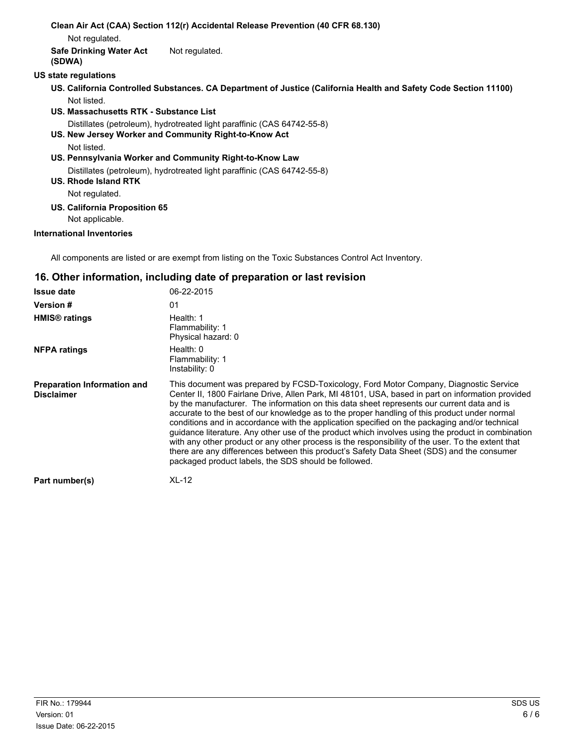**Clean Air Act (CAA) Section 112(r) Accidental Release Prevention (40 CFR 68.130)**

Not regulated.

**Safe Drinking Water Act (SDWA)** Not regulated.

**US state regulations**

**US. California Controlled Substances. CA Department of Justice (California Health and Safety Code Section 11100)**

Not listed.

**US. Massachusetts RTK - Substance List**

Distillates (petroleum), hydrotreated light paraffinic (CAS 64742-55-8)

**US. New Jersey Worker and Community Right-to-Know Act**

Not listed.

**US. Pennsylvania Worker and Community Right-to-Know Law**

Distillates (petroleum), hydrotreated light paraffinic (CAS 64742-55-8)

**US. Rhode Island RTK**

Not regulated.

**US. California Proposition 65**

Not applicable.

**International Inventories**

All components are listed or are exempt from listing on the Toxic Substances Control Act Inventory.

## 16. Other information, including date of preparation or last revision

| | |
|---|---|
| **Issue date** | 06-22-2015 |
| **Version #** | 01 |
| **HMIS® ratings** | Health: 1<br>Flammability: 1<br>Physical hazard: 0 |
| **NFPA ratings** | Health: 0<br>Flammability: 1<br>Instability: 0 |
| **Preparation Information and Disclaimer** | This document was prepared by FCSD-Toxicology, Ford Motor Company, Diagnostic Service Center II, 1800 Fairlane Drive, Allen Park, MI 48101, USA, based in part on information provided by the manufacturer. The information on this data sheet represents our current data and is accurate to the best of our knowledge as to the proper handling of this product under normal conditions and in accordance with the application specified on the packaging and/or technical guidance literature. Any other use of the product which involves using the product in combination with any other product or any other process is the responsibility of the user. To the extent that there are any differences between this product's Safety Data Sheet (SDS) and the consumer packaged product labels, the SDS should be followed. |
| **Part number(s)** | XL-12 |